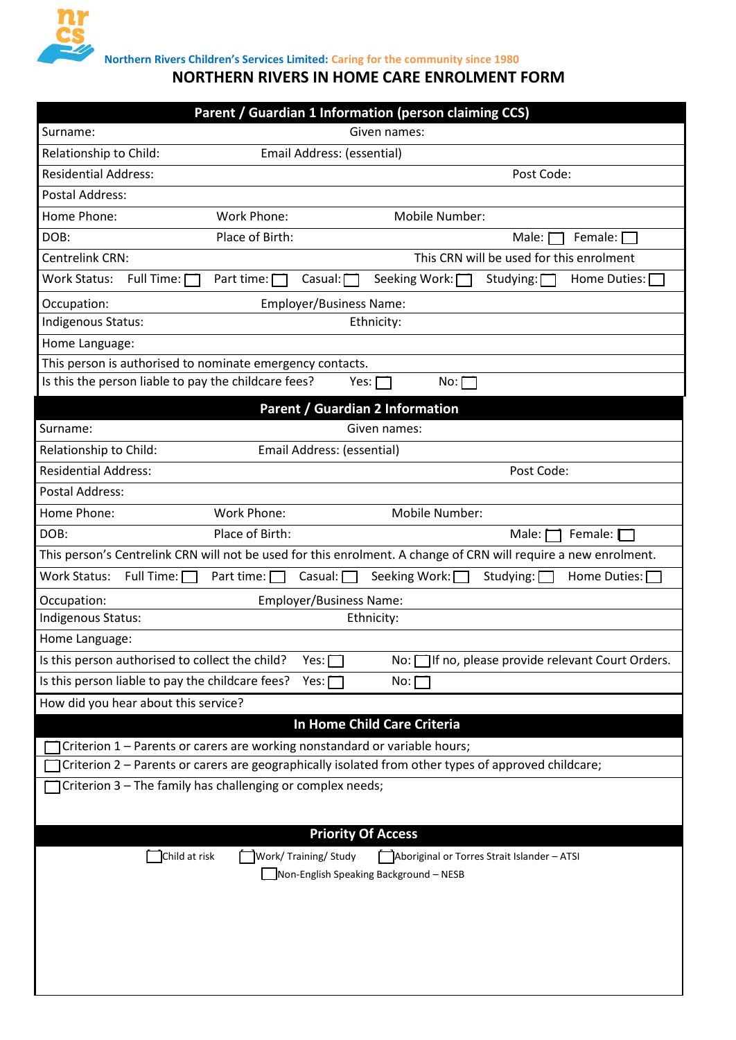Northern Rivers Children's Services Limited: Caring for the community since 1980

# NORTHERN RIVERS IN HOME CARE ENROLMENT FORM

## Parent / Guardian 1 Information (person claiming CCS)

Surname: Given names:

Relationship to Child: Email Address: (essential)

Residential Address: Post Code:

Postal Address:

Home Phone: Work Phone: Mobile Number:

DOB: Place of Birth: Male: ☐ Female: ☐

Centrelink CRN: This CRN will be used for this enrolment

Work Status: Full Time: ☐ Part time: ☐ Casual: ☐ Seeking Work: ☐ Studying: ☐ Home Duties: ☐

Occupation: Employer/Business Name:

Indigenous Status: Ethnicity:

Home Language:

This person is authorised to nominate emergency contacts.

Is this the person liable to pay the childcare fees? Yes: ☐ No: ☐

## Parent / Guardian 2 Information

Surname: Given names:

Relationship to Child: Email Address: (essential)

Residential Address: Post Code:

Postal Address:

Home Phone: Work Phone: Mobile Number:

DOB: Place of Birth: Male: ☐ Female: ☐

This person's Centrelink CRN will not be used for this enrolment. A change of CRN will require a new enrolment.

Work Status: Full Time: ☐ Part time: ☐ Casual: ☐ Seeking Work: ☐ Studying: ☐ Home Duties: ☐

Occupation: Employer/Business Name:

Indigenous Status: Ethnicity:

Home Language:

Is this person authorised to collect the child? Yes: ☐ No: ☐ If no, please provide relevant Court Orders.

Is this person liable to pay the childcare fees? Yes: ☐ No: ☐

How did you hear about this service?

## In Home Child Care Criteria

☐ Criterion 1 – Parents or carers are working nonstandard or variable hours;

☐ Criterion 2 – Parents or carers are geographically isolated from other types of approved childcare;

☐ Criterion 3 – The family has challenging or complex needs;

## Priority Of Access

☐ Child at risk ☐ Work/ Training/ Study ☐ Aboriginal or Torres Strait Islander – ATSI

☐ Non-English Speaking Background – NESB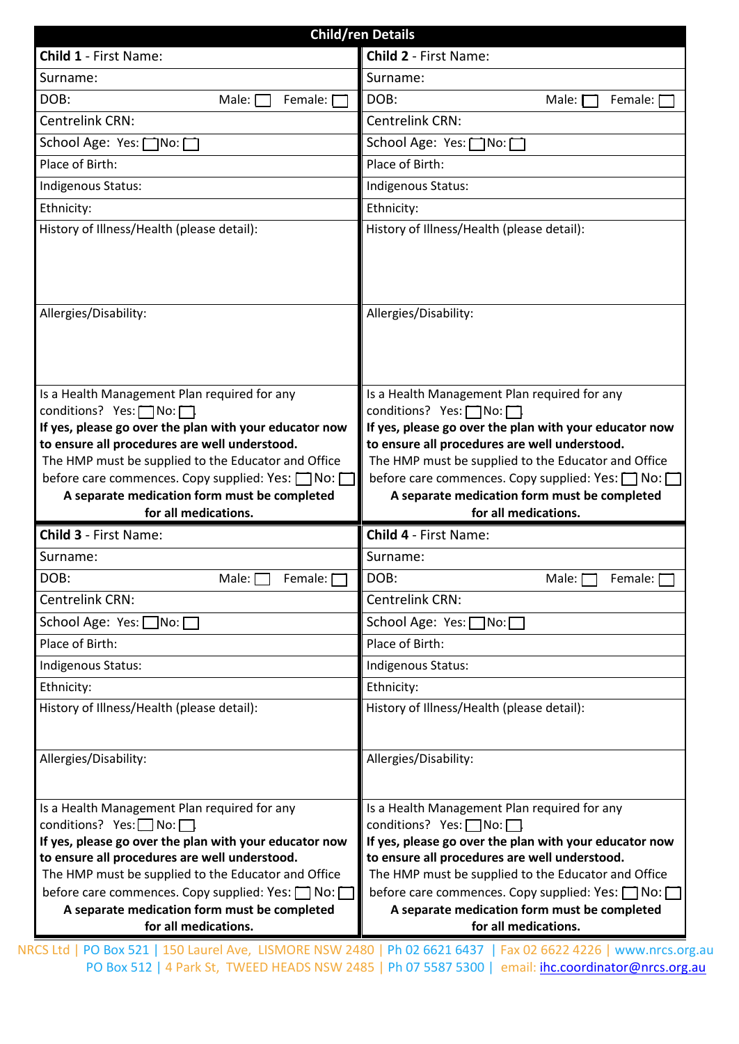## Child/ren Details

| **Child 1** - First Name: | **Child 2** - First Name: |
|---|---|
| Surname: | Surname: |
| DOB: Male: ☐ Female: ☐ | DOB: Male: ☐ Female: ☐ |
| Centrelink CRN: | Centrelink CRN: |
| School Age: Yes: ☐ No: ☐ | School Age: Yes: ☐ No: ☐ |
| Place of Birth: | Place of Birth: |
| Indigenous Status: | Indigenous Status: |
| Ethnicity: | Ethnicity: |
| History of Illness/Health (please detail): | History of Illness/Health (please detail): |
| Allergies/Disability: | Allergies/Disability: |
| Is a Health Management Plan required for any conditions? Yes: ☐ No: ☐ **If yes, please go over the plan with your educator now to ensure all procedures are well understood.** The HMP must be supplied to the Educator and Office before care commences. Copy supplied: Yes: ☐ No: ☐ **A separate medication form must be completed for all medications.** | Is a Health Management Plan required for any conditions? Yes: ☐ No: ☐ **If yes, please go over the plan with your educator now to ensure all procedures are well understood.** The HMP must be supplied to the Educator and Office before care commences. Copy supplied: Yes: ☐ No: ☐ **A separate medication form must be completed for all medications.** |
| **Child 3** - First Name: | **Child 4** - First Name: |
| Surname: | Surname: |
| DOB: Male: ☐ Female: ☐ | DOB: Male: ☐ Female: ☐ |
| Centrelink CRN: | Centrelink CRN: |
| School Age: Yes: ☐ No: ☐ | School Age: Yes: ☐ No: ☐ |
| Place of Birth: | Place of Birth: |
| Indigenous Status: | Indigenous Status: |
| Ethnicity: | Ethnicity: |
| History of Illness/Health (please detail): | History of Illness/Health (please detail): |
| Allergies/Disability: | Allergies/Disability: |
| Is a Health Management Plan required for any conditions? Yes: ☐ No: ☐ **If yes, please go over the plan with your educator now to ensure all procedures are well understood.** The HMP must be supplied to the Educator and Office before care commences. Copy supplied: Yes: ☐ No: ☐ **A separate medication form must be completed for all medications.** | Is a Health Management Plan required for any conditions? Yes: ☐ No: ☐ **If yes, please go over the plan with your educator now to ensure all procedures are well understood.** The HMP must be supplied to the Educator and Office before care commences. Copy supplied: Yes: ☐ No: ☐ **A separate medication form must be completed for all medications.** |

NRCS Ltd | PO Box 521 | 150 Laurel Ave, LISMORE NSW 2480 | Ph 02 6621 6437 | Fax 02 6622 4226 | www.nrcs.org.au
PO Box 512 | 4 Park St, TWEED HEADS NSW 2485 | Ph 07 5587 5300 | email: ihc.coordinator@nrcs.org.au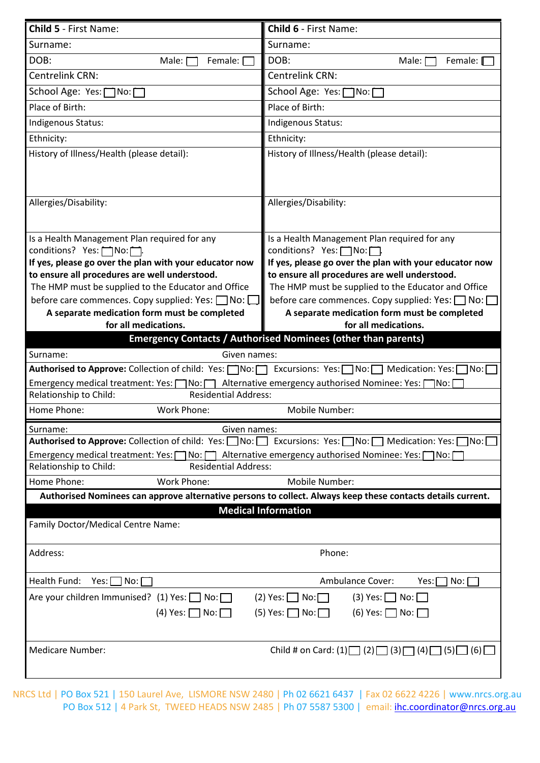| **Child 5** - First Name: | **Child 6** - First Name: |
|---|---|
| Surname: | Surname: |
| DOB: Male: ☐ Female: ☐ | DOB: Male: ☐ Female: ☐ |
| Centrelink CRN: | Centrelink CRN: |
| School Age: Yes: ☐ No: ☐ | School Age: Yes: ☐ No: ☐ |
| Place of Birth: | Place of Birth: |
| Indigenous Status: | Indigenous Status: |
| Ethnicity: | Ethnicity: |
| History of Illness/Health (please detail): | History of Illness/Health (please detail): |
| Allergies/Disability: | Allergies/Disability: |
| Is a Health Management Plan required for any conditions? Yes: ☐ No: ☐. **If yes, please go over the plan with your educator now to ensure all procedures are well understood.** The HMP must be supplied to the Educator and Office before care commences. Copy supplied: Yes: ☐ No: ☐ **A separate medication form must be completed for all medications.** | Is a Health Management Plan required for any conditions? Yes: ☐ No: ☐. **If yes, please go over the plan with your educator now to ensure all procedures are well understood.** The HMP must be supplied to the Educator and Office before care commences. Copy supplied: Yes: ☐ No: ☐ **A separate medication form must be completed for all medications.** |

## Emergency Contacts / Authorised Nominees (other than parents)

Surname: Given names:

**Authorised to Approve:** Collection of child: Yes: ☐ No: ☐ Excursions: Yes: ☐ No: ☐ Medication: Yes: ☐ No: ☐

Emergency medical treatment: Yes: ☐ No: ☐ Alternative emergency authorised Nominee: Yes: ☐ No: ☐

Relationship to Child: Residential Address:

Home Phone: Work Phone: Mobile Number:

---

Surname: Given names:

**Authorised to Approve:** Collection of child: Yes: ☐ No: ☐ Excursions: Yes: ☐ No: ☐ Medication: Yes: ☐ No: ☐

Emergency medical treatment: Yes: ☐ No: ☐ Alternative emergency authorised Nominee: Yes: ☐ No: ☐

Relationship to Child: Residential Address:

Home Phone: Work Phone: Mobile Number:

**Authorised Nominees can approve alternative persons to collect. Always keep these contacts details current.**

## Medical Information

Family Doctor/Medical Centre Name:

Address: Phone:

Health Fund: Yes: ☐ No: ☐ Ambulance Cover: Yes: ☐ No: ☐

Are your children Immunised? (1) Yes: ☐ No: ☐ (2) Yes: ☐ No: ☐ (3) Yes: ☐ No: ☐
(4) Yes: ☐ No: ☐ (5) Yes: ☐ No: ☐ (6) Yes: ☐ No: ☐

Medicare Number: Child # on Card: (1) ☐ (2) ☐ (3) ☐ (4) ☐ (5) ☐ (6) ☐

NRCS Ltd | PO Box 521 | 150 Laurel Ave, LISMORE NSW 2480 | Ph 02 6621 6437 | Fax 02 6622 4226 | www.nrcs.org.au
PO Box 512 | 4 Park St, TWEED HEADS NSW 2485 | Ph 07 5587 5300 | email: ihc.coordinator@nrcs.org.au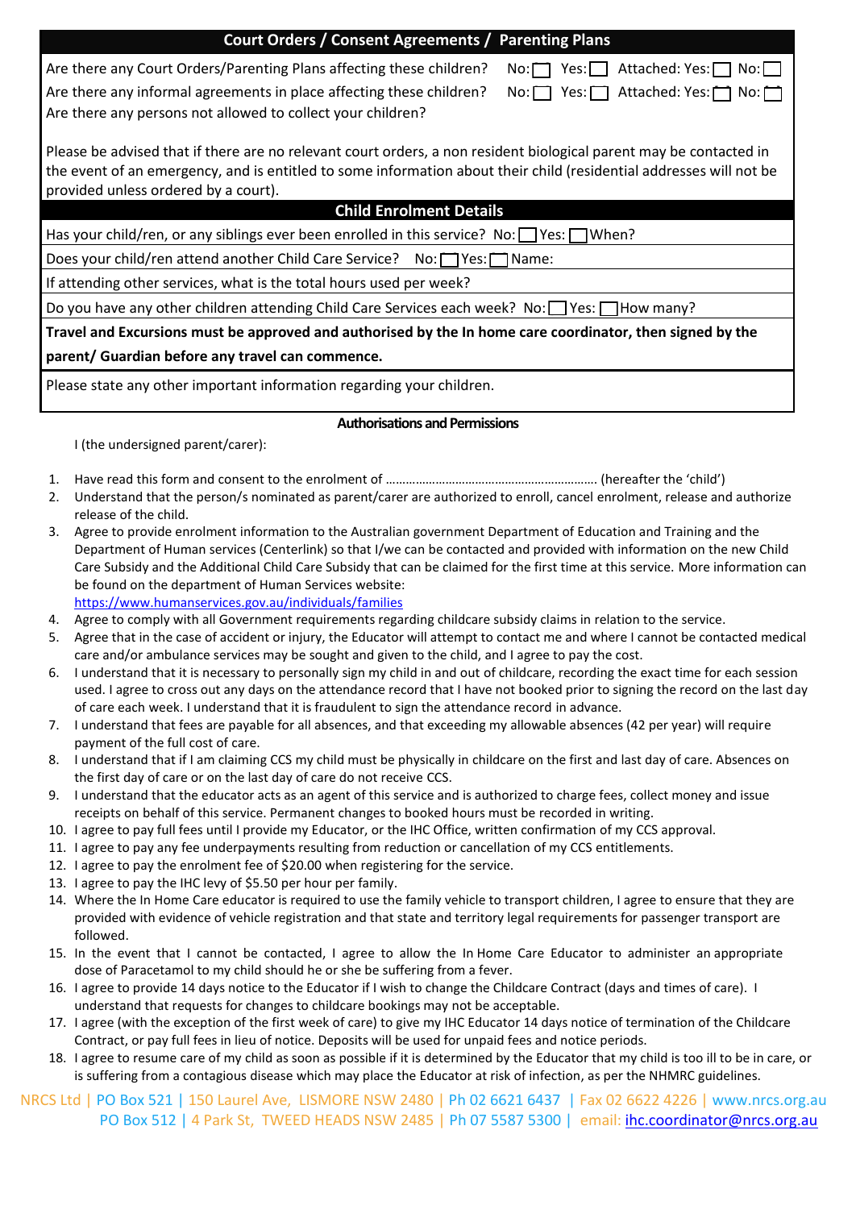## Court Orders / Consent Agreements / Parenting Plans

Are there any Court Orders/Parenting Plans affecting these children? No: ☐ Yes: ☐ Attached: Yes: ☐ No: ☐

Are there any informal agreements in place affecting these children? No: ☐ Yes: ☐ Attached: Yes: ☐ No: ☐

Are there any persons not allowed to collect your children?

Please be advised that if there are no relevant court orders, a non resident biological parent may be contacted in the event of an emergency, and is entitled to some information about their child (residential addresses will not be provided unless ordered by a court).

## Child Enrolment Details

Has your child/ren, or any siblings ever been enrolled in this service? No: ☐ Yes: ☐ When?

Does your child/ren attend another Child Care Service? No: ☐ Yes: ☐ Name:

If attending other services, what is the total hours used per week?

Do you have any other children attending Child Care Services each week? No: ☐ Yes: ☐ How many?

**Travel and Excursions must be approved and authorised by the In home care coordinator, then signed by the parent/ Guardian before any travel can commence.**

Please state any other important information regarding your children.

### Authorisations and Permissions

I (the undersigned parent/carer):

1. Have read this form and consent to the enrolment of ………………………………………………………. (hereafter the 'child')
2. Understand that the person/s nominated as parent/carer are authorized to enroll, cancel enrolment, release and authorize release of the child.
3. Agree to provide enrolment information to the Australian government Department of Education and Training and the Department of Human services (Centerlink) so that I/we can be contacted and provided with information on the new Child Care Subsidy and the Additional Child Care Subsidy that can be claimed for the first time at this service. More information can be found on the department of Human Services website: https://www.humanservices.gov.au/individuals/families
4. Agree to comply with all Government requirements regarding childcare subsidy claims in relation to the service.
5. Agree that in the case of accident or injury, the Educator will attempt to contact me and where I cannot be contacted medical care and/or ambulance services may be sought and given to the child, and I agree to pay the cost.
6. I understand that it is necessary to personally sign my child in and out of childcare, recording the exact time for each session used. I agree to cross out any days on the attendance record that I have not booked prior to signing the record on the last day of care each week. I understand that it is fraudulent to sign the attendance record in advance.
7. I understand that fees are payable for all absences, and that exceeding my allowable absences (42 per year) will require payment of the full cost of care.
8. I understand that if I am claiming CCS my child must be physically in childcare on the first and last day of care. Absences on the first day of care or on the last day of care do not receive CCS.
9. I understand that the educator acts as an agent of this service and is authorized to charge fees, collect money and issue receipts on behalf of this service. Permanent changes to booked hours must be recorded in writing.
10. I agree to pay full fees until I provide my Educator, or the IHC Office, written confirmation of my CCS approval.
11. I agree to pay any fee underpayments resulting from reduction or cancellation of my CCS entitlements.
12. I agree to pay the enrolment fee of $20.00 when registering for the service.
13. I agree to pay the IHC levy of $5.50 per hour per family.
14. Where the In Home Care educator is required to use the family vehicle to transport children, I agree to ensure that they are provided with evidence of vehicle registration and that state and territory legal requirements for passenger transport are followed.
15. In the event that I cannot be contacted, I agree to allow the In Home Care Educator to administer an appropriate dose of Paracetamol to my child should he or she be suffering from a fever.
16. I agree to provide 14 days notice to the Educator if I wish to change the Childcare Contract (days and times of care). I understand that requests for changes to childcare bookings may not be acceptable.
17. I agree (with the exception of the first week of care) to give my IHC Educator 14 days notice of termination of the Childcare Contract, or pay full fees in lieu of notice. Deposits will be used for unpaid fees and notice periods.
18. I agree to resume care of my child as soon as possible if it is determined by the Educator that my child is too ill to be in care, or is suffering from a contagious disease which may place the Educator at risk of infection, as per the NHMRC guidelines.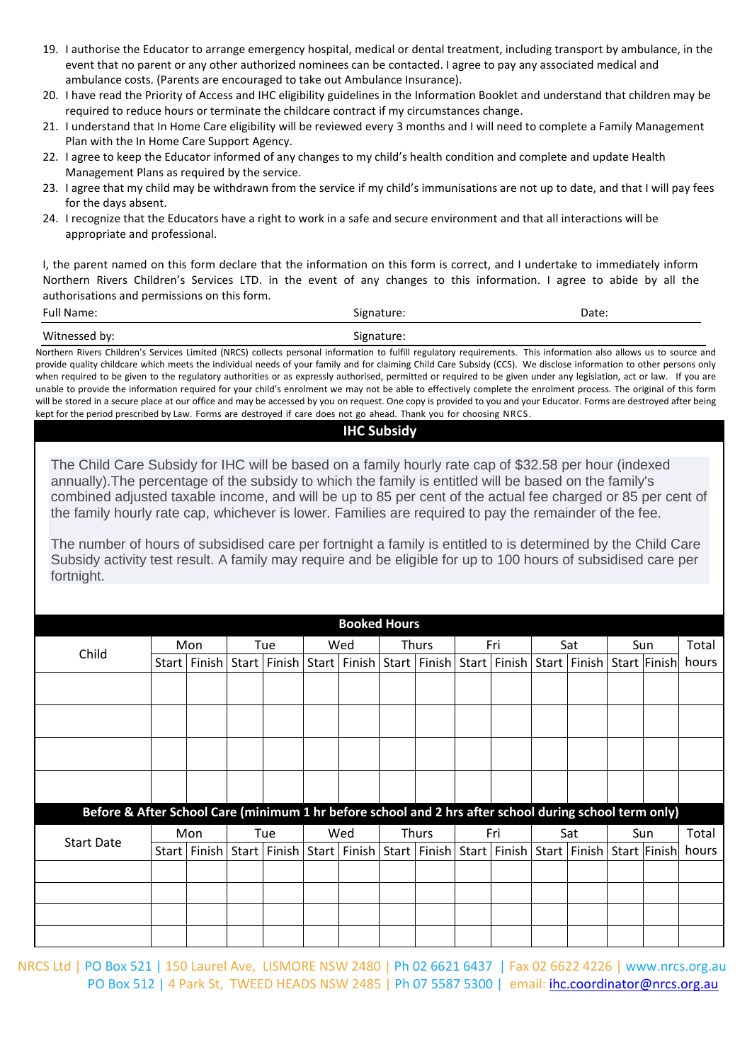19. I authorise the Educator to arrange emergency hospital, medical or dental treatment, including transport by ambulance, in the event that no parent or any other authorized nominees can be contacted. I agree to pay any associated medical and ambulance costs. (Parents are encouraged to take out Ambulance Insurance).
20. I have read the Priority of Access and IHC eligibility guidelines in the Information Booklet and understand that children may be required to reduce hours or terminate the childcare contract if my circumstances change.
21. I understand that In Home Care eligibility will be reviewed every 3 months and I will need to complete a Family Management Plan with the In Home Care Support Agency.
22. I agree to keep the Educator informed of any changes to my child's health condition and complete and update Health Management Plans as required by the service.
23. I agree that my child may be withdrawn from the service if my child's immunisations are not up to date, and that I will pay fees for the days absent.
24. I recognize that the Educators have a right to work in a safe and secure environment and that all interactions will be appropriate and professional.

I, the parent named on this form declare that the information on this form is correct, and I undertake to immediately inform Northern Rivers Children's Services LTD. in the event of any changes to this information. I agree to abide by all the authorisations and permissions on this form.

Full Name: Signature: Date:

Witnessed by: Signature:

Northern Rivers Children's Services Limited (NRCS) collects personal information to fulfill regulatory requirements. This information also allows us to source and provide quality childcare which meets the individual needs of your family and for claiming Child Care Subsidy (CCS). We disclose information to other persons only when required to be given to the regulatory authorities or as expressly authorised, permitted or required to be given under any legislation, act or law. If you are unable to provide the information required for your child's enrolment we may not be able to effectively complete the enrolment process. The original of this form will be stored in a secure place at our office and may be accessed by you on request. One copy is provided to you and your Educator. Forms are destroyed after being kept for the period prescribed by Law. Forms are destroyed if care does not go ahead. Thank you for choosing NRCS.

## IHC Subsidy

The Child Care Subsidy for IHC will be based on a family hourly rate cap of $32.58 per hour (indexed annually).The percentage of the subsidy to which the family is entitled will be based on the family's combined adjusted taxable income, and will be up to 85 per cent of the actual fee charged or 85 per cent of the family hourly rate cap, whichever is lower. Families are required to pay the remainder of the fee.

The number of hours of subsidised care per fortnight a family is entitled to is determined by the Child Care Subsidy activity test result. A family may require and be eligible for up to 100 hours of subsidised care per fortnight.

## Booked Hours

| Child | Mon | | Tue | | Wed | | Thurs | | Fri | | Sat | | Sun | | Total |
|---|---|---|---|---|---|---|---|---|---|---|---|---|---|---|---|
| | Start | Finish | Start | Finish | Start | Finish | Start | Finish | Start | Finish | Start | Finish | Start | Finish | hours |
| | | | | | | | | | | | | | | | |
| | | | | | | | | | | | | | | | |
| | | | | | | | | | | | | | | | |
| | | | | | | | | | | | | | | | |

## Before & After School Care (minimum 1 hr before school and 2 hrs after school during school term only)

| Start Date | Mon | | Tue | | Wed | | Thurs | | Fri | | Sat | | Sun | | Total |
|---|---|---|---|---|---|---|---|---|---|---|---|---|---|---|---|
| | Start | Finish | Start | Finish | Start | Finish | Start | Finish | Start | Finish | Start | Finish | Start | Finish | hours |
| | | | | | | | | | | | | | | | |
| | | | | | | | | | | | | | | | |
| | | | | | | | | | | | | | | | |
| | | | | | | | | | | | | | | | |

NRCS Ltd | PO Box 521 | 150 Laurel Ave, LISMORE NSW 2480 | Ph 02 6621 6437 | Fax 02 6622 4226 | www.nrcs.org.au
PO Box 512 | 4 Park St, TWEED HEADS NSW 2485 | Ph 07 5587 5300 | email: ihc.coordinator@nrcs.org.au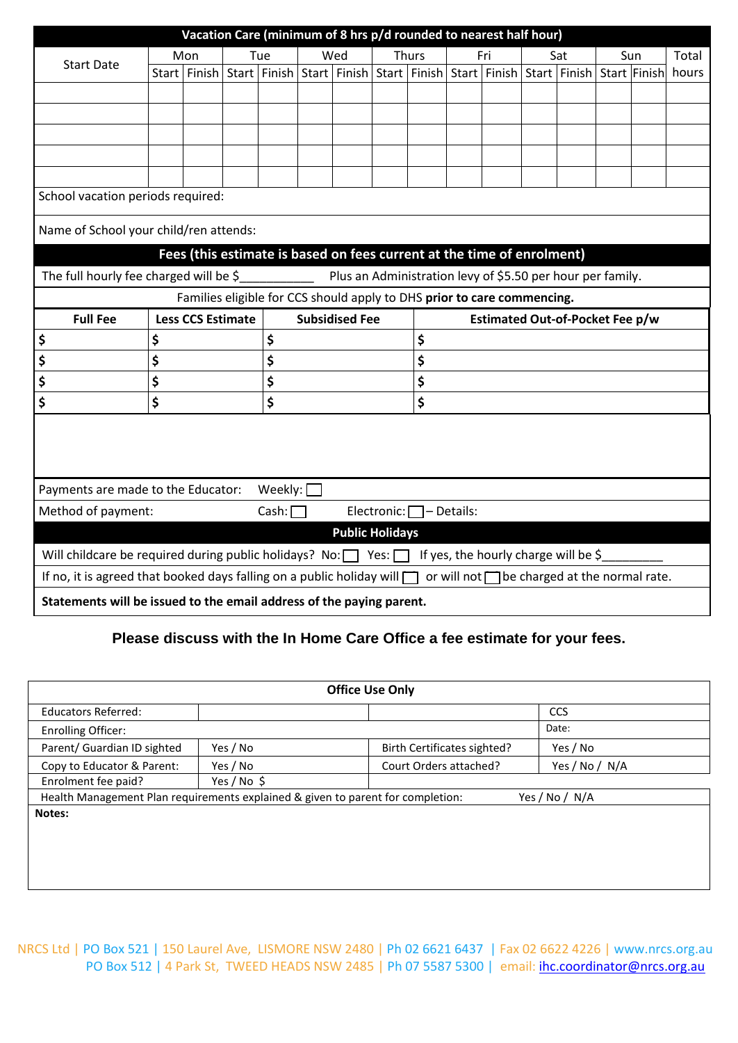| Vacation Care (minimum of 8 hrs p/d rounded to nearest half hour) | | | | | | | | | | | | | | | |
|---|---|---|---|---|---|---|---|---|---|---|---|---|---|---|---|
| Start Date | Mon | | Tue | | Wed | | Thurs | | Fri | | Sat | | Sun | | Total |
| | Start | Finish | Start | Finish | Start | Finish | Start | Finish | Start | Finish | Start | Finish | Start | Finish | hours |
| | | | | | | | | | | | | | | | |
| | | | | | | | | | | | | | | | |
| | | | | | | | | | | | | | | | |
| | | | | | | | | | | | | | | | |
| | | | | | | | | | | | | | | | |

School vacation periods required:

Name of School your child/ren attends:

**Fees (this estimate is based on fees current at the time of enrolment)**

The full hourly fee charged will be $___________ Plus an Administration levy of $5.50 per hour per family.

Families eligible for CCS should apply to DHS **prior to care commencing.**

| Full Fee | Less CCS Estimate | Subsidised Fee | Estimated Out-of-Pocket Fee p/w |
|---|---|---|---|
| $ | $ | $ | $ |
| $ | $ | $ | $ |
| $ | $ | $ | $ |
| $ | $ | $ | $ |

Payments are made to the Educator: Weekly: ☐

Method of payment: Cash: ☐ Electronic: ☐ – Details:

**Public Holidays**

Will childcare be required during public holidays? No: ☐ Yes: ☐ If yes, the hourly charge will be $_________

If no, it is agreed that booked days falling on a public holiday will ☐ or will not ☐ be charged at the normal rate.

**Statements will be issued to the email address of the paying parent.**

**Please discuss with the In Home Care Office a fee estimate for your fees.**

| Office Use Only | | | |
|---|---|---|---|
| Educators Referred: | | | CCS |
| Enrolling Officer: | | | Date: |
| Parent/ Guardian ID sighted | Yes / No | Birth Certificates sighted? | Yes / No |
| Copy to Educator & Parent: | Yes / No | Court Orders attached? | Yes / No / N/A |
| Enrolment fee paid? | Yes / No $ | | |
| Health Management Plan requirements explained & given to parent for completion: | | | Yes / No / N/A |

**Notes:**

NRCS Ltd | PO Box 521 | 150 Laurel Ave, LISMORE NSW 2480 | Ph 02 6621 6437 | Fax 02 6622 4226 | www.nrcs.org.au
PO Box 512 | 4 Park St, TWEED HEADS NSW 2485 | Ph 07 5587 5300 | email: ihc.coordinator@nrcs.org.au